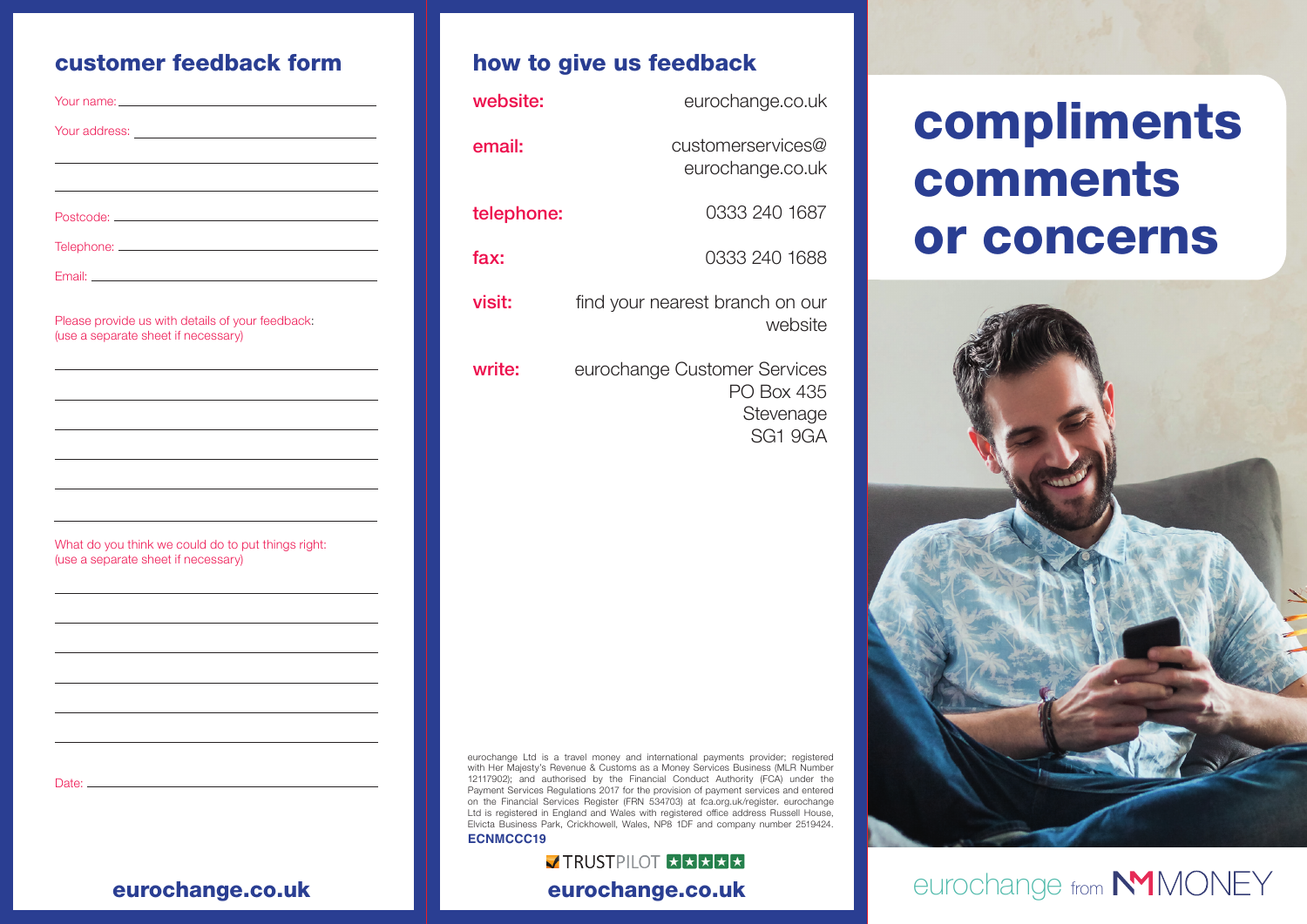## customer feedback form

Your name: \_\_\_\_\_\_\_\_\_\_\_\_\_\_\_\_\_\_\_\_\_\_\_\_\_\_\_\_\_\_\_\_\_\_\_\_\_\_\_\_

Your address: \_\_\_\_\_\_\_\_\_\_\_\_\_\_\_\_\_\_\_\_\_\_\_\_\_\_\_\_\_\_\_\_\_\_\_\_\_\_\_\_

Postcode: \_\_\_\_\_\_\_\_\_\_\_\_\_\_\_\_\_\_\_\_\_\_\_\_\_\_\_\_\_\_\_\_\_\_\_\_\_\_\_\_

Telephone: \_\_\_\_\_\_\_\_\_\_\_\_\_\_\_\_\_\_\_\_\_\_\_\_\_\_\_\_\_\_\_\_\_\_\_\_\_\_\_\_

Email: \_\_\_\_\_\_\_\_\_\_\_\_\_\_\_\_\_\_\_\_\_\_\_\_\_\_\_\_\_\_\_\_\_\_\_\_\_\_\_\_

Please provide us with details of your feedback:
(use a separate sheet if necessary)

What do you think we could do to put things right:
(use a separate sheet if necessary)

Date: \_\_\_\_\_\_\_\_\_\_\_\_\_\_\_\_\_\_\_\_\_\_\_\_\_\_\_\_\_\_\_\_\_\_\_\_\_\_\_\_

**eurochange.co.uk**

## how to give us feedback

**website:** eurochange.co.uk

**email:** customerservices@eurochange.co.uk

**telephone:** 0333 240 1687

**fax:** 0333 240 1688

**visit:** find your nearest branch on our website

**write:** eurochange Customer Services
PO Box 435
Stevenage
SG1 9GA

eurochange Ltd is a travel money and international payments provider; registered with Her Majesty's Revenue & Customs as a Money Services Business (MLR Number 12117902); and authorised by the Financial Conduct Authority (FCA) under the Payment Services Regulations 2017 for the provision of payment services and entered on the Financial Services Register (FRN 534703) at fca.org.uk/register. eurochange Ltd is registered in England and Wales with registered office address Russell House, Elvicta Business Park, Crickhowell, Wales, NP8 1DF and company number 2519424.

**ECNMCCC19**

TRUSTPILOT ★★★★★

**eurochange.co.uk**

# compliments comments or concerns

eurochange from NM MONEY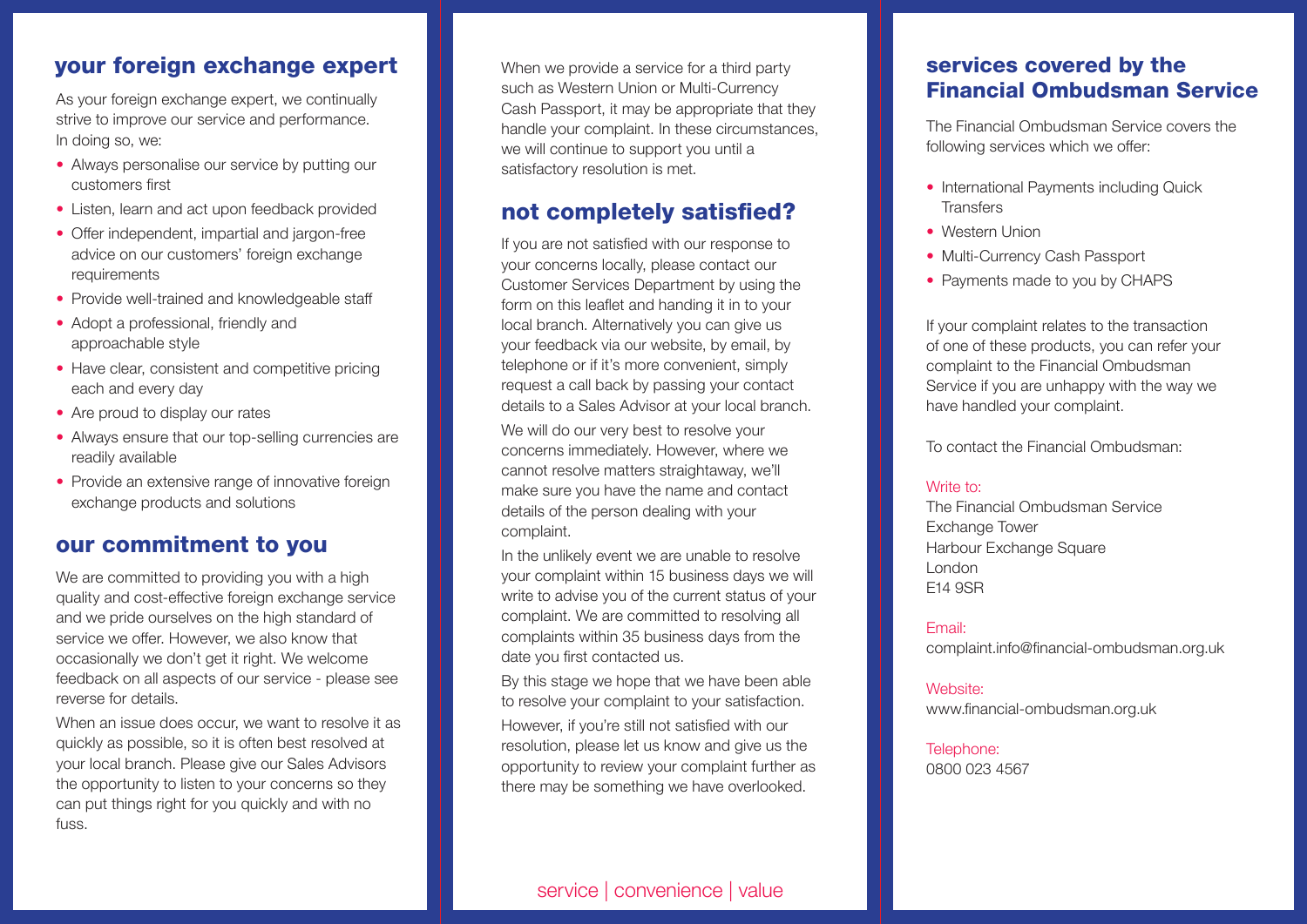## your foreign exchange expert

As your foreign exchange expert, we continually strive to improve our service and performance. In doing so, we:

- Always personalise our service by putting our customers first
- Listen, learn and act upon feedback provided
- Offer independent, impartial and jargon-free advice on our customers' foreign exchange requirements
- Provide well-trained and knowledgeable staff
- Adopt a professional, friendly and approachable style
- Have clear, consistent and competitive pricing each and every day
- Are proud to display our rates
- Always ensure that our top-selling currencies are readily available
- Provide an extensive range of innovative foreign exchange products and solutions

## our commitment to you

We are committed to providing you with a high quality and cost-effective foreign exchange service and we pride ourselves on the high standard of service we offer. However, we also know that occasionally we don't get it right. We welcome feedback on all aspects of our service - please see reverse for details.

When an issue does occur, we want to resolve it as quickly as possible, so it is often best resolved at your local branch. Please give our Sales Advisors the opportunity to listen to your concerns so they can put things right for you quickly and with no fuss.

When we provide a service for a third party such as Western Union or Multi-Currency Cash Passport, it may be appropriate that they handle your complaint. In these circumstances, we will continue to support you until a satisfactory resolution is met.

## not completely satisfied?

If you are not satisfied with our response to your concerns locally, please contact our Customer Services Department by using the form on this leaflet and handing it in to your local branch. Alternatively you can give us your feedback via our website, by email, by telephone or if it's more convenient, simply request a call back by passing your contact details to a Sales Advisor at your local branch.

We will do our very best to resolve your concerns immediately. However, where we cannot resolve matters straightaway, we'll make sure you have the name and contact details of the person dealing with your complaint.

In the unlikely event we are unable to resolve your complaint within 15 business days we will write to advise you of the current status of your complaint. We are committed to resolving all complaints within 35 business days from the date you first contacted us.

By this stage we hope that we have been able to resolve your complaint to your satisfaction.

However, if you're still not satisfied with our resolution, please let us know and give us the opportunity to review your complaint further as there may be something we have overlooked.

service | convenience | value

## services covered by the Financial Ombudsman Service

The Financial Ombudsman Service covers the following services which we offer:

- International Payments including Quick Transfers
- Western Union
- Multi-Currency Cash Passport
- Payments made to you by CHAPS

If your complaint relates to the transaction of one of these products, you can refer your complaint to the Financial Ombudsman Service if you are unhappy with the way we have handled your complaint.

To contact the Financial Ombudsman:

Write to:
The Financial Ombudsman Service
Exchange Tower
Harbour Exchange Square
London
E14 9SR

Email:
complaint.info@financial-ombudsman.org.uk

Website:
www.financial-ombudsman.org.uk

Telephone:
0800 023 4567